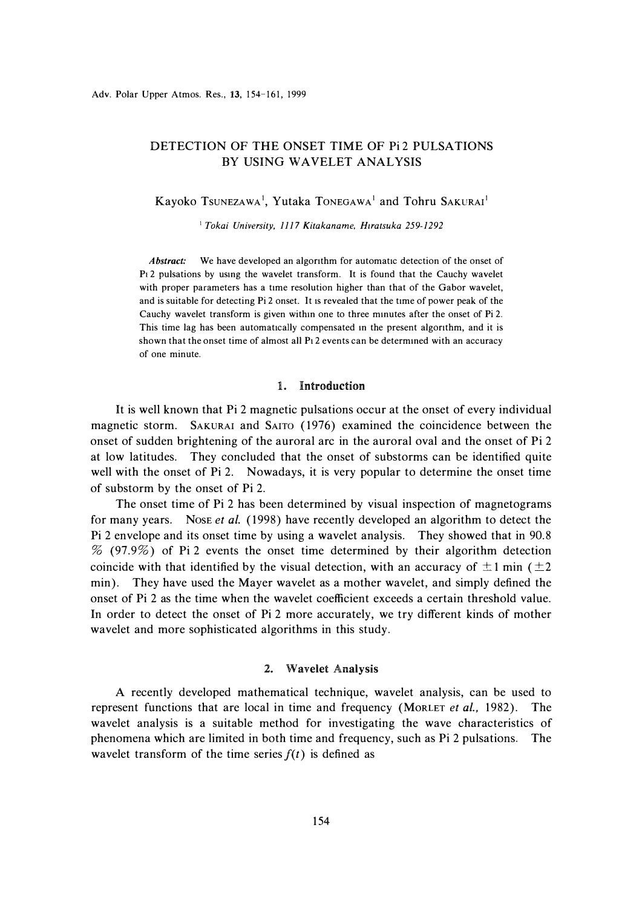# DETECTION OF THE ONSET TIME OF Pi 2 PULSATIONS BY USING WAVELET ANALYSIS

Kayoko TSUNEZAWA[1], Yutaka TONEGAWA[1] and Tohru SAKURAI[1]

[1] *Tokai University, 1117 Kitakaname, Hiratsuka 259-1292*

***Abstract:*** We have developed an algorithm for automatic detection of the onset of Pi 2 pulsations by using the wavelet transform. It is found that the Cauchy wavelet with proper parameters has a time resolution higher than that of the Gabor wavelet, and is suitable for detecting Pi 2 onset. It is revealed that the time of power peak of the Cauchy wavelet transform is given within one to three minutes after the onset of Pi 2. This time lag has been automatically compensated in the present algorithm, and it is shown that the onset time of almost all Pi 2 events can be determined with an accuracy of one minute.

## 1. Introduction

It is well known that Pi 2 magnetic pulsations occur at the onset of every individual magnetic storm. SAKURAI and SAITO (1976) examined the coincidence between the onset of sudden brightening of the auroral arc in the auroral oval and the onset of Pi 2 at low latitudes. They concluded that the onset of substorms can be identified quite well with the onset of Pi 2. Nowadays, it is very popular to determine the onset time of substorm by the onset of Pi 2.

The onset time of Pi 2 has been determined by visual inspection of magnetograms for many years. NOSE *et al.* (1998) have recently developed an algorithm to detect the Pi 2 envelope and its onset time by using a wavelet analysis. They showed that in 90.8 % (97.9%) of Pi 2 events the onset time determined by their algorithm detection coincide with that identified by the visual detection, with an accuracy of $\pm 1$ min ($\pm 2$ min). They have used the Mayer wavelet as a mother wavelet, and simply defined the onset of Pi 2 as the time when the wavelet coefficient exceeds a certain threshold value. In order to detect the onset of Pi 2 more accurately, we try different kinds of mother wavelet and more sophisticated algorithms in this study.

## 2. Wavelet Analysis

A recently developed mathematical technique, wavelet analysis, can be used to represent functions that are local in time and frequency (MORLET *et al.*, 1982). The wavelet analysis is a suitable method for investigating the wave characteristics of phenomena which are limited in both time and frequency, such as Pi 2 pulsations. The wavelet transform of the time series $f(t)$ is defined as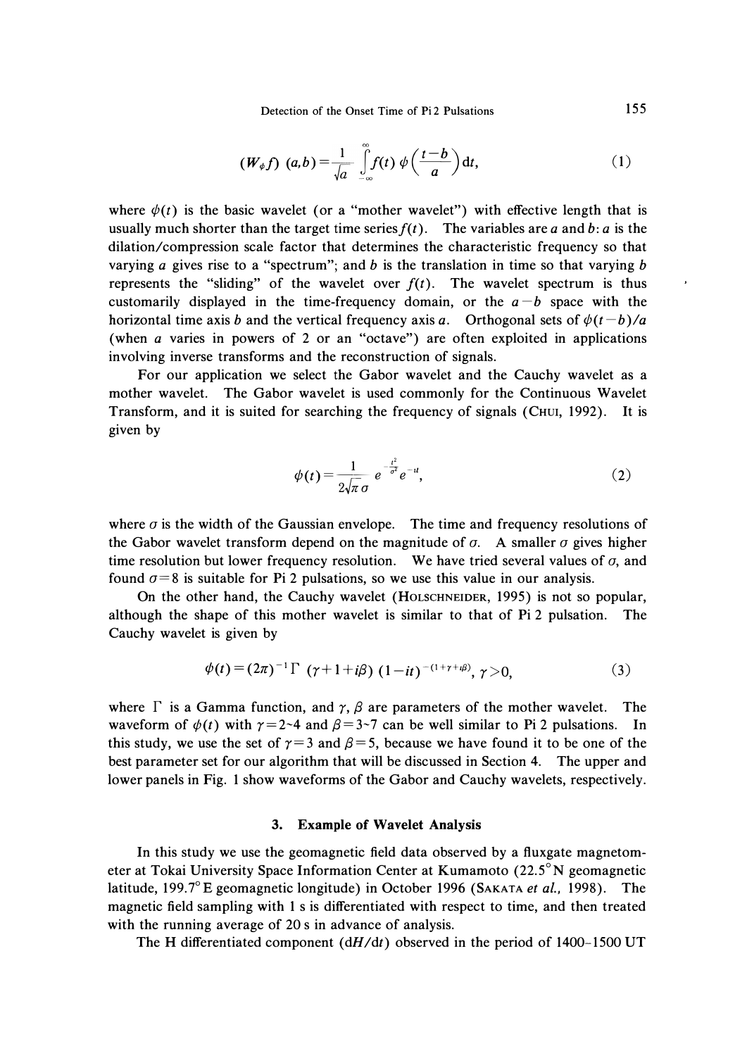$$(W_\phi f)\ (a,b) = \frac{1}{\sqrt{a}} \int_{-\infty}^{\infty} f(t)\ \phi\left(\frac{t-b}{a}\right) \mathrm{d}t, \tag{1}$$

where $\phi(t)$ is the basic wavelet (or a "mother wavelet") with effective length that is usually much shorter than the target time series $f(t)$. The variables are $a$ and $b$: $a$ is the dilation/compression scale factor that determines the characteristic frequency so that varying $a$ gives rise to a "spectrum"; and $b$ is the translation in time so that varying $b$ represents the "sliding" of the wavelet over $f(t)$. The wavelet spectrum is thus customarily displayed in the time-frequency domain, or the $a-b$ space with the horizontal time axis $b$ and the vertical frequency axis $a$. Orthogonal sets of $\phi(t-b)/a$ (when $a$ varies in powers of 2 or an "octave") are often exploited in applications involving inverse transforms and the reconstruction of signals.

For our application we select the Gabor wavelet and the Cauchy wavelet as a mother wavelet. The Gabor wavelet is used commonly for the Continuous Wavelet Transform, and it is suited for searching the frequency of signals (Chui, 1992). It is given by

$$\phi(t) = \frac{1}{2\sqrt{\pi}\,\sigma}\, e^{-\frac{t^2}{\sigma^2}} e^{-it}, \tag{2}$$

where $\sigma$ is the width of the Gaussian envelope. The time and frequency resolutions of the Gabor wavelet transform depend on the magnitude of $\sigma$. A smaller $\sigma$ gives higher time resolution but lower frequency resolution. We have tried several values of $\sigma$, and found $\sigma = 8$ is suitable for Pi 2 pulsations, so we use this value in our analysis.

On the other hand, the Cauchy wavelet (Holschneider, 1995) is not so popular, although the shape of this mother wavelet is similar to that of Pi 2 pulsation. The Cauchy wavelet is given by

$$\phi(t) = (2\pi)^{-1}\Gamma\ (\gamma + 1 + i\beta)\ (1 - it)^{-(1+\gamma+i\beta)},\ \gamma > 0, \tag{3}$$

where $\Gamma$ is a Gamma function, and $\gamma$, $\beta$ are parameters of the mother wavelet. The waveform of $\phi(t)$ with $\gamma = 2$~$4$ and $\beta = 3$~$7$ can be well similar to Pi 2 pulsations. In this study, we use the set of $\gamma = 3$ and $\beta = 5$, because we have found it to be one of the best parameter set for our algorithm that will be discussed in Section 4. The upper and lower panels in Fig. 1 show waveforms of the Gabor and Cauchy wavelets, respectively.

## 3. Example of Wavelet Analysis

In this study we use the geomagnetic field data observed by a fluxgate magnetometer at Tokai University Space Information Center at Kumamoto (22.5°N geomagnetic latitude, 199.7°E geomagnetic longitude) in October 1996 (Sakata *et al.*, 1998). The magnetic field sampling with 1 s is differentiated with respect to time, and then treated with the running average of 20 s in advance of analysis.

The H differentiated component ($\mathrm{d}H/\mathrm{d}t$) observed in the period of 1400–1500 UT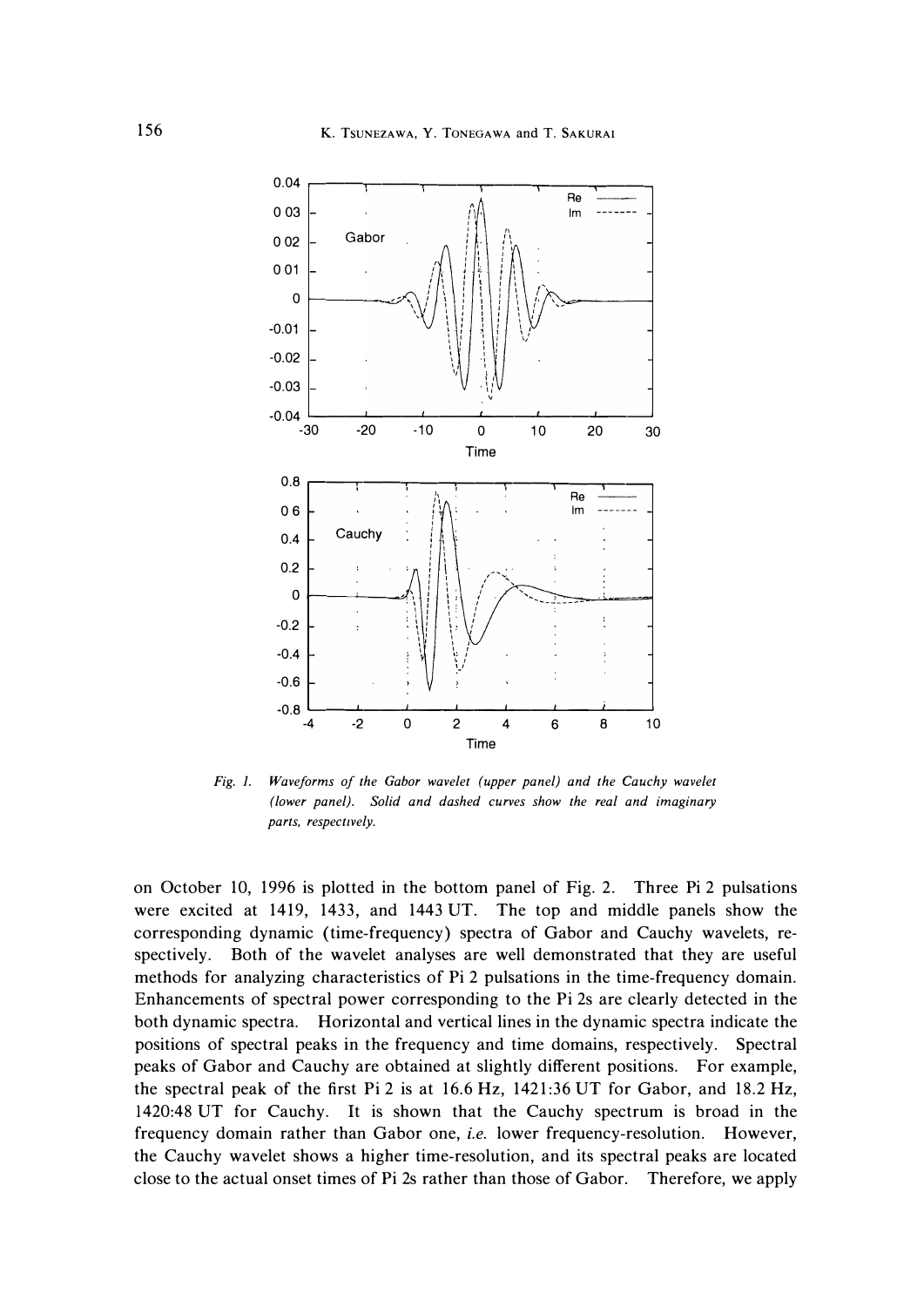Fig. 1. Waveforms of the Gabor wavelet (upper panel) and the Cauchy wavelet (lower panel). Solid and dashed curves show the real and imaginary parts, respectively.

on October 10, 1996 is plotted in the bottom panel of Fig. 2. Three Pi 2 pulsations were excited at 1419, 1433, and 1443 UT. The top and middle panels show the corresponding dynamic (time-frequency) spectra of Gabor and Cauchy wavelets, respectively. Both of the wavelet analyses are well demonstrated that they are useful methods for analyzing characteristics of Pi 2 pulsations in the time-frequency domain. Enhancements of spectral power corresponding to the Pi 2s are clearly detected in the both dynamic spectra. Horizontal and vertical lines in the dynamic spectra indicate the positions of spectral peaks in the frequency and time domains, respectively. Spectral peaks of Gabor and Cauchy are obtained at slightly different positions. For example, the spectral peak of the first Pi 2 is at 16.6 Hz, 1421:36 UT for Gabor, and 18.2 Hz, 1420:48 UT for Cauchy. It is shown that the Cauchy spectrum is broad in the frequency domain rather than Gabor one, *i.e.* lower frequency-resolution. However, the Cauchy wavelet shows a higher time-resolution, and its spectral peaks are located close to the actual onset times of Pi 2s rather than those of Gabor. Therefore, we apply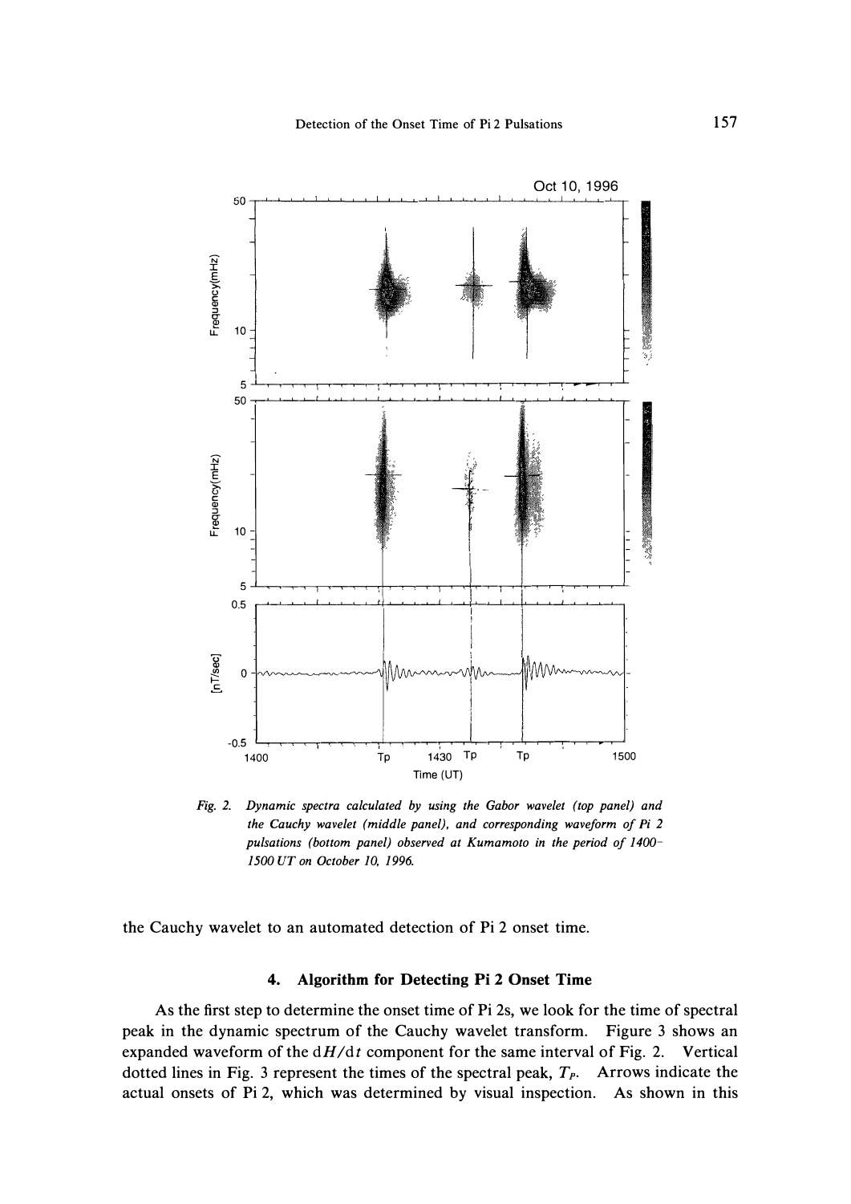*Fig. 2. Dynamic spectra calculated by using the Gabor wavelet (top panel) and the Cauchy wavelet (middle panel), and corresponding waveform of Pi 2 pulsations (bottom panel) observed at Kumamoto in the period of 1400–1500 UT on October 10, 1996.*

the Cauchy wavelet to an automated detection of Pi 2 onset time.

### 4. Algorithm for Detecting Pi 2 Onset Time

As the first step to determine the onset time of Pi 2s, we look for the time of spectral peak in the dynamic spectrum of the Cauchy wavelet transform. Figure 3 shows an expanded waveform of the $\mathrm{d}H/\mathrm{d}t$ component for the same interval of Fig. 2. Vertical dotted lines in Fig. 3 represent the times of the spectral peak, $T_P$. Arrows indicate the actual onsets of Pi 2, which was determined by visual inspection. As shown in this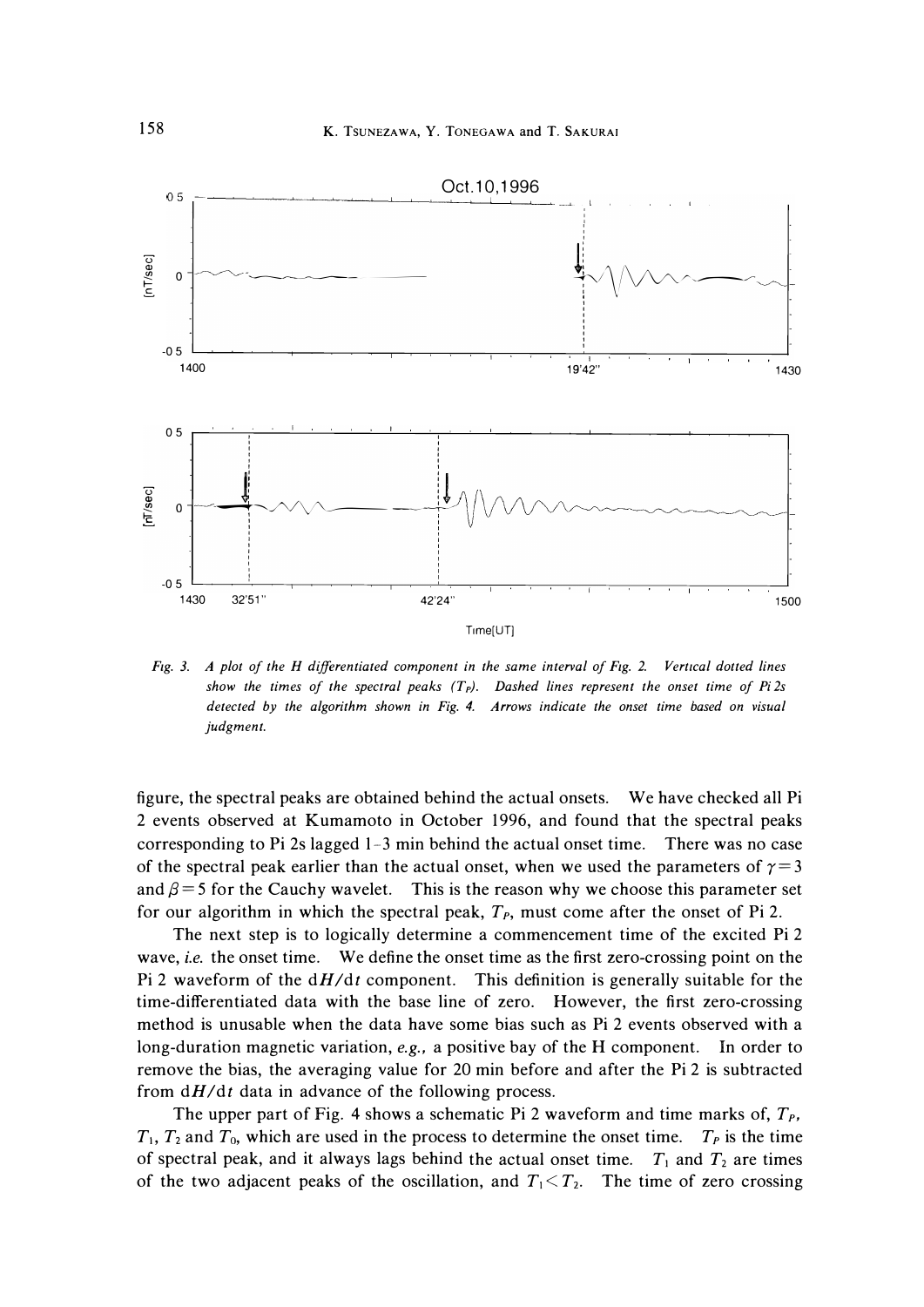*Fig. 3. A plot of the H differentiated component in the same interval of Fig. 2. Vertical dotted lines show the times of the spectral peaks ($T_P$). Dashed lines represent the onset time of Pi 2s detected by the algorithm shown in Fig. 4. Arrows indicate the onset time based on visual judgment.*

figure, the spectral peaks are obtained behind the actual onsets. We have checked all Pi 2 events observed at Kumamoto in October 1996, and found that the spectral peaks corresponding to Pi 2s lagged 1–3 min behind the actual onset time. There was no case of the spectral peak earlier than the actual onset, when we used the parameters of $\gamma=3$ and $\beta=5$ for the Cauchy wavelet. This is the reason why we choose this parameter set for our algorithm in which the spectral peak, $T_P$, must come after the onset of Pi 2.

The next step is to logically determine a commencement time of the excited Pi 2 wave, *i.e.* the onset time. We define the onset time as the first zero-crossing point on the Pi 2 waveform of the $\mathrm{d}H/\mathrm{d}t$ component. This definition is generally suitable for the time-differentiated data with the base line of zero. However, the first zero-crossing method is unusable when the data have some bias such as Pi 2 events observed with a long-duration magnetic variation, *e.g.*, a positive bay of the H component. In order to remove the bias, the averaging value for 20 min before and after the Pi 2 is subtracted from $\mathrm{d}H/\mathrm{d}t$ data in advance of the following process.

The upper part of Fig. 4 shows a schematic Pi 2 waveform and time marks of, $T_P$, $T_1$, $T_2$ and $T_0$, which are used in the process to determine the onset time. $T_P$ is the time of spectral peak, and it always lags behind the actual onset time. $T_1$ and $T_2$ are times of the two adjacent peaks of the oscillation, and $T_1 < T_2$. The time of zero crossing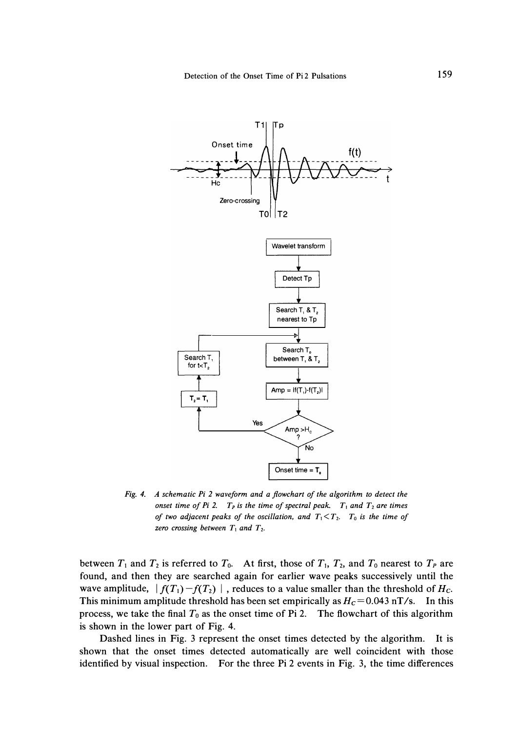*Fig. 4. A schematic Pi 2 waveform and a flowchart of the algorithm to detect the onset time of Pi 2. $T_P$ is the time of spectral peak. $T_1$ and $T_2$ are times of two adjacent peaks of the oscillation, and $T_1 < T_2$. $T_0$ is the time of zero crossing between $T_1$ and $T_2$.*

between $T_1$ and $T_2$ is referred to $T_0$. At first, those of $T_1$, $T_2$, and $T_0$ nearest to $T_P$ are found, and then they are searched again for earlier wave peaks successively until the wave amplitude, $|f(T_1) - f(T_2)|$, reduces to a value smaller than the threshold of $H_C$. This minimum amplitude threshold has been set empirically as $H_C = 0.043$ nT/s. In this process, we take the final $T_0$ as the onset time of Pi 2. The flowchart of this algorithm is shown in the lower part of Fig. 4.

Dashed lines in Fig. 3 represent the onset times detected by the algorithm. It is shown that the onset times detected automatically are well coincident with those identified by visual inspection. For the three Pi 2 events in Fig. 3, the time differences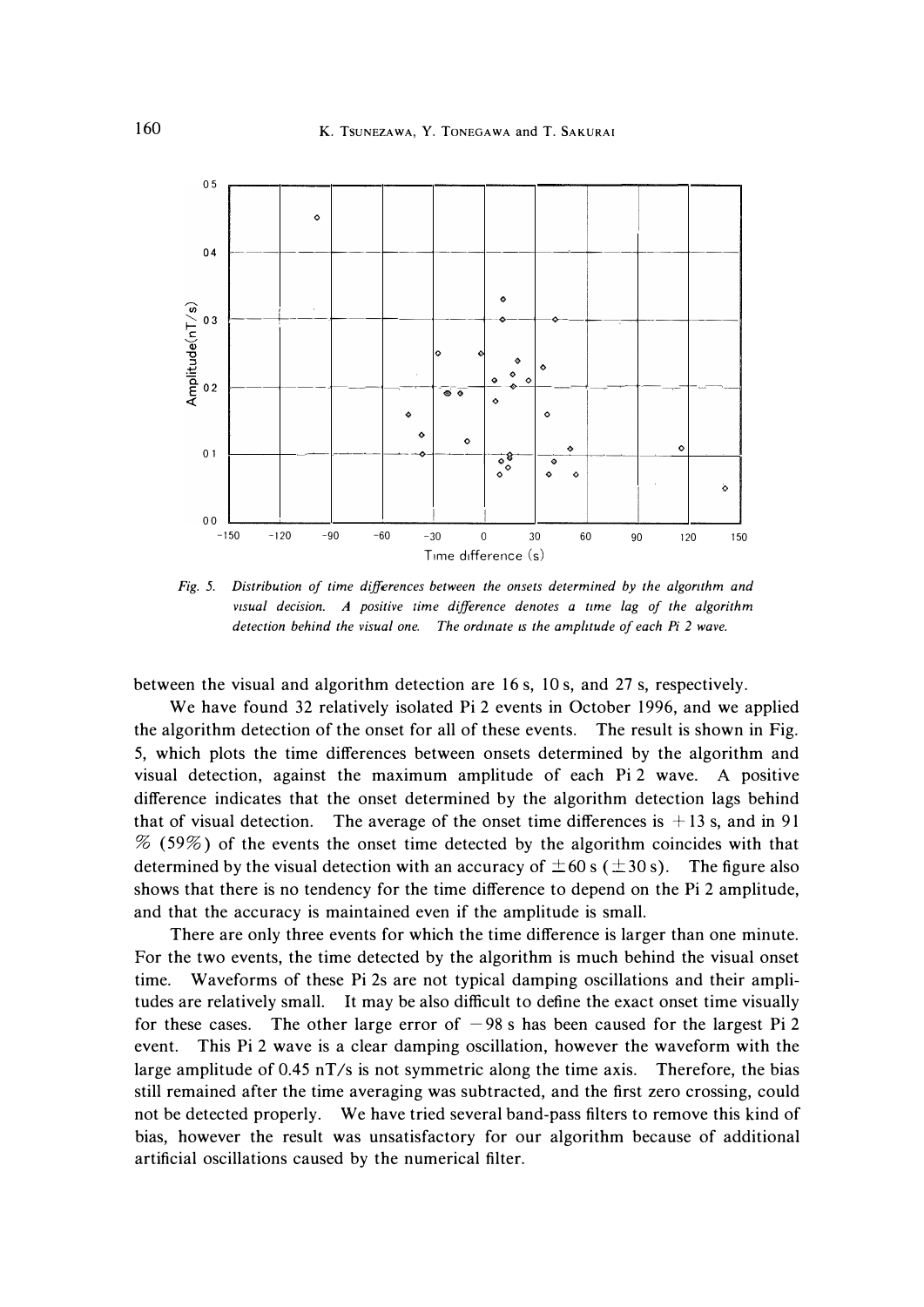*Fig. 5. Distribution of time differences between the onsets determined by the algorithm and visual decision. A positive time difference denotes a time lag of the algorithm detection behind the visual one. The ordinate is the amplitude of each Pi 2 wave.*

between the visual and algorithm detection are 16 s, 10 s, and 27 s, respectively.

We have found 32 relatively isolated Pi 2 events in October 1996, and we applied the algorithm detection of the onset for all of these events. The result is shown in Fig. 5, which plots the time differences between onsets determined by the algorithm and visual detection, against the maximum amplitude of each Pi 2 wave. A positive difference indicates that the onset determined by the algorithm detection lags behind that of visual detection. The average of the onset time differences is +13 s, and in 91 % (59%) of the events the onset time detected by the algorithm coincides with that determined by the visual detection with an accuracy of $\pm 60$ s ($\pm 30$ s). The figure also shows that there is no tendency for the time difference to depend on the Pi 2 amplitude, and that the accuracy is maintained even if the amplitude is small.

There are only three events for which the time difference is larger than one minute. For the two events, the time detected by the algorithm is much behind the visual onset time. Waveforms of these Pi 2s are not typical damping oscillations and their amplitudes are relatively small. It may be also difficult to define the exact onset time visually for these cases. The other large error of $-98$ s has been caused for the largest Pi 2 event. This Pi 2 wave is a clear damping oscillation, however the waveform with the large amplitude of 0.45 nT/s is not symmetric along the time axis. Therefore, the bias still remained after the time averaging was subtracted, and the first zero crossing, could not be detected properly. We have tried several band-pass filters to remove this kind of bias, however the result was unsatisfactory for our algorithm because of additional artificial oscillations caused by the numerical filter.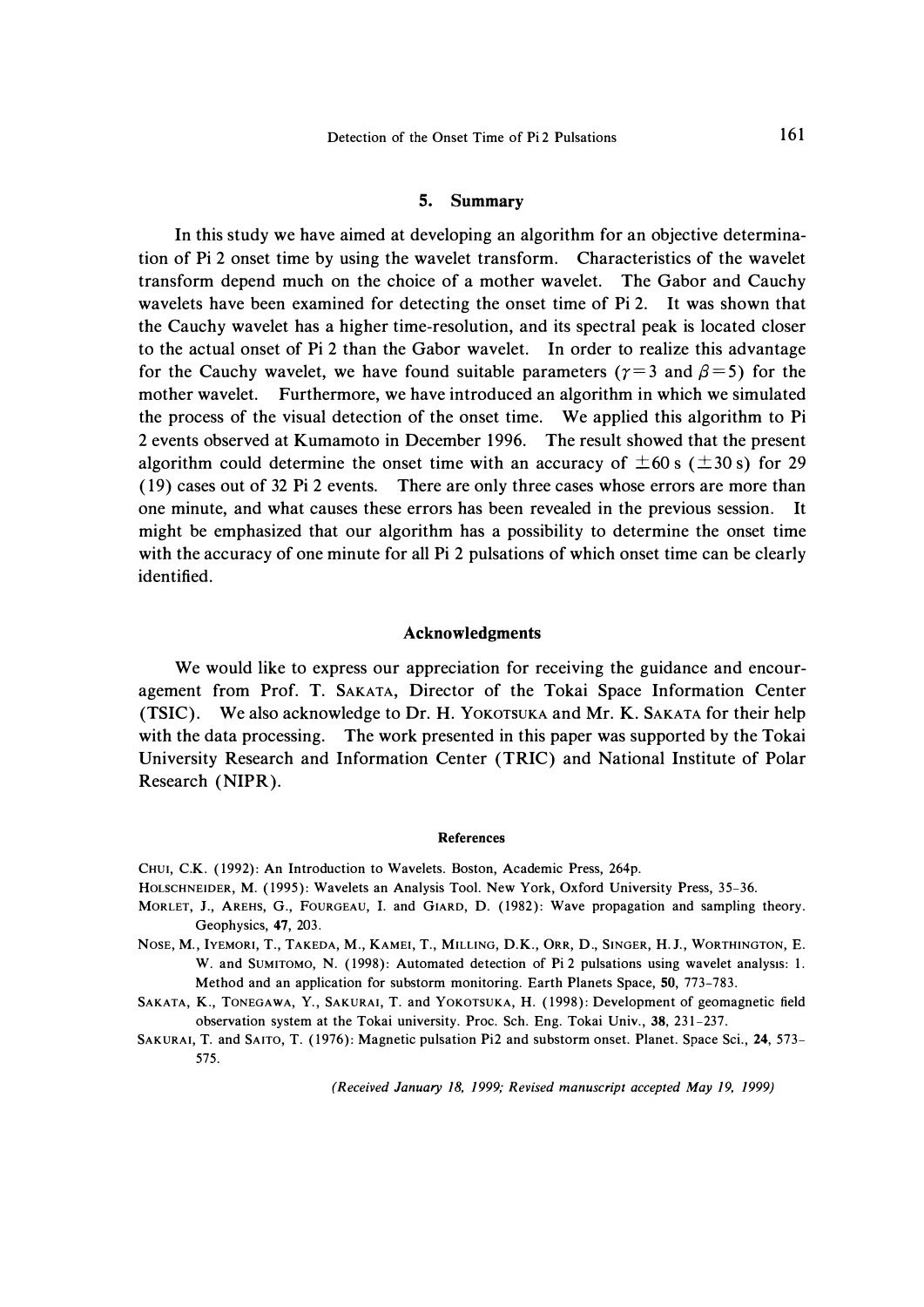## 5. Summary

In this study we have aimed at developing an algorithm for an objective determination of Pi 2 onset time by using the wavelet transform. Characteristics of the wavelet transform depend much on the choice of a mother wavelet. The Gabor and Cauchy wavelets have been examined for detecting the onset time of Pi 2. It was shown that the Cauchy wavelet has a higher time-resolution, and its spectral peak is located closer to the actual onset of Pi 2 than the Gabor wavelet. In order to realize this advantage for the Cauchy wavelet, we have found suitable parameters ($\gamma=3$ and $\beta=5$) for the mother wavelet. Furthermore, we have introduced an algorithm in which we simulated the process of the visual detection of the onset time. We applied this algorithm to Pi 2 events observed at Kumamoto in December 1996. The result showed that the present algorithm could determine the onset time with an accuracy of $\pm 60$ s ($\pm 30$ s) for 29 (19) cases out of 32 Pi 2 events. There are only three cases whose errors are more than one minute, and what causes these errors has been revealed in the previous session. It might be emphasized that our algorithm has a possibility to determine the onset time with the accuracy of one minute for all Pi 2 pulsations of which onset time can be clearly identified.

## Acknowledgments

We would like to express our appreciation for receiving the guidance and encouragement from Prof. T. Sakata, Director of the Tokai Space Information Center (TSIC). We also acknowledge to Dr. H. Yokotsuka and Mr. K. Sakata for their help with the data processing. The work presented in this paper was supported by the Tokai University Research and Information Center (TRIC) and National Institute of Polar Research (NIPR).

### References

Chui, C.K. (1992): An Introduction to Wavelets. Boston, Academic Press, 264p.

Holschneider, M. (1995): Wavelets an Analysis Tool. New York, Oxford University Press, 35–36.

Morlet, J., Arehs, G., Fourgeau, I. and Giard, D. (1982): Wave propagation and sampling theory. Geophysics, **47**, 203.

Nose, M., Iyemori, T., Takeda, M., Kamei, T., Milling, D.K., Orr, D., Singer, H.J., Worthington, E. W. and Sumitomo, N. (1998): Automated detection of Pi 2 pulsations using wavelet analysis: 1. Method and an application for substorm monitoring. Earth Planets Space, **50**, 773–783.

Sakata, K., Tonegawa, Y., Sakurai, T. and Yokotsuka, H. (1998): Development of geomagnetic field observation system at the Tokai university. Proc. Sch. Eng. Tokai Univ., **38**, 231–237.

Sakurai, T. and Saito, T. (1976): Magnetic pulsation Pi2 and substorm onset. Planet. Space Sci., **24**, 573–575.

*(Received January 18, 1999; Revised manuscript accepted May 19, 1999)*